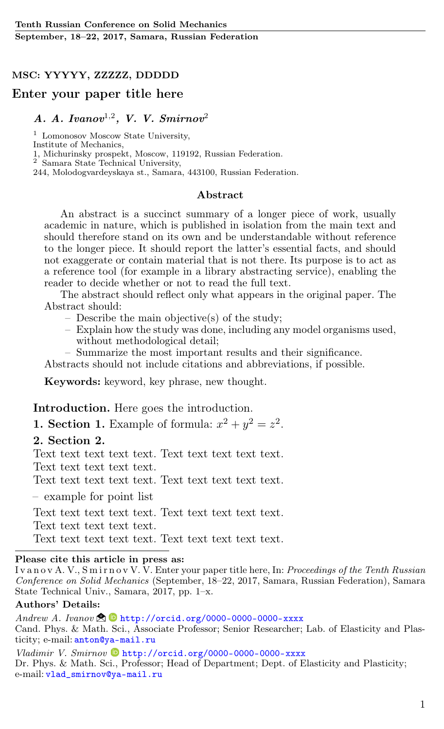MSC: YYYYY, ZZZZZ, DDDDD

# Enter your paper title here

***A. A. Ivanov*[1,2], *V. V. Smirnov*[2]**

[1] Lomonosov Moscow State University,
Institute of Mechanics,
1, Michurinsky prospekt, Moscow, 119192, Russian Federation.
[2] Samara State Technical University,
244, Molodogvardeyskaya st., Samara, 443100, Russian Federation.

## Abstract

An abstract is a succinct summary of a longer piece of work, usually academic in nature, which is published in isolation from the main text and should therefore stand on its own and be understandable without reference to the longer piece. It should report the latter's essential facts, and should not exaggerate or contain material that is not there. Its purpose is to act as a reference tool (for example in a library abstracting service), enabling the reader to decide whether or not to read the full text.

The abstract should reflect only what appears in the original paper. The Abstract should:

- Describe the main objective(s) of the study;
- Explain how the study was done, including any model organisms used, without methodological detail;
- Summarize the most important results and their significance.

Abstracts should not include citations and abbreviations, if possible.

**Keywords:** keyword, key phrase, new thought.

**Introduction.** Here goes the introduction.

**1. Section 1.** Example of formula: $x^2 + y^2 = z^2$.

**2. Section 2.**

Text text text text text. Text text text text text.
Text text text text text.
Text text text text text. Text text text text text.

- example for point list

Text text text text text. Text text text text text.
Text text text text text.
Text text text text text. Text text text text text.

---

**Please cite this article in press as:**
I v a n o v A. V., S m i r n o v V. V. Enter your paper title here, In: *Proceedings of the Tenth Russian Conference on Solid Mechanics* (September, 18–22, 2017, Samara, Russian Federation), Samara State Technical Univ., Samara, 2017, pp. 1–x.

**Authors' Details:**

*Andrew A. Ivanov* http://orcid.org/0000-0000-0000-xxxx
Cand. Phys. & Math. Sci., Associate Professor; Senior Researcher; Lab. of Elasticity and Plasticity; e-mail: anton@ya-mail.ru

*Vladimir V. Smirnov* http://orcid.org/0000-0000-0000-xxxx
Dr. Phys. & Math. Sci., Professor; Head of Department; Dept. of Elasticity and Plasticity; e-mail: vlad_smirnov@ya-mail.ru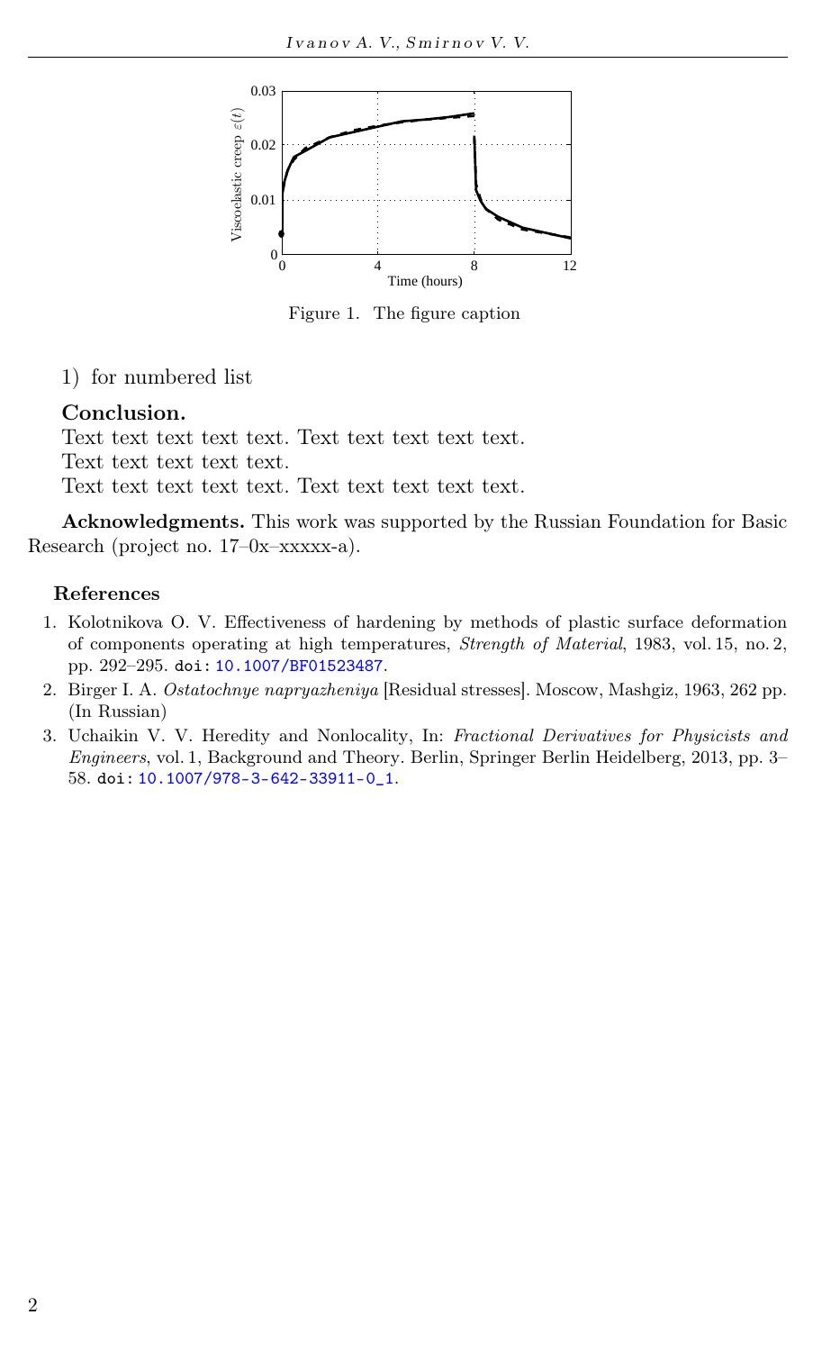Figure 1. The figure caption

1) for numbered list

**Conclusion.**
Text text text text text. Text text text text text.
Text text text text text.
Text text text text text. Text text text text text.

**Acknowledgments.** This work was supported by the Russian Foundation for Basic Research (project no. 17–0x–xxxxx-a).

### References

1. Kolotnikova O. V. Effectiveness of hardening by methods of plastic surface deformation of components operating at high temperatures, *Strength of Material*, 1983, vol. 15, no. 2, pp. 292–295. doi: 10.1007/BF01523487.
2. Birger I. A. *Ostatochnye napryazheniya* [Residual stresses]. Moscow, Mashgiz, 1963, 262 pp. (In Russian)
3. Uchaikin V. V. Heredity and Nonlocality, In: *Fractional Derivatives for Physicists and Engineers*, vol. 1, Background and Theory. Berlin, Springer Berlin Heidelberg, 2013, pp. 3–58. doi: 10.1007/978-3-642-33911-0_1.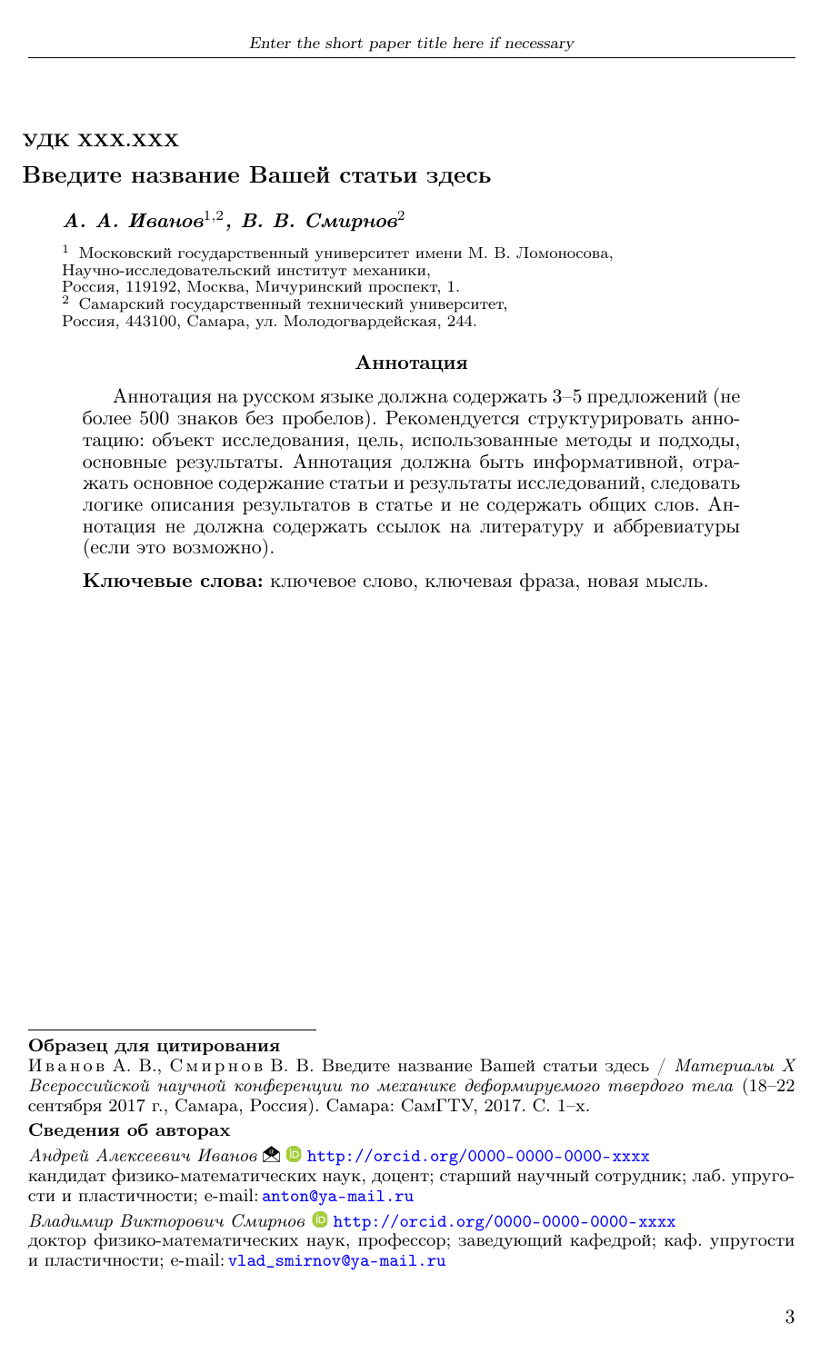УДК XXX.XXX

# Введите название Вашей статьи здесь

***А. А. Иванов*[1,2], *В. В. Смирнов*[2]**

[1] Московский государственный университет имени М. В. Ломоносова,
Научно-исследовательский институт механики,
Россия, 119192, Москва, Мичуринский проспект, 1.
[2] Самарский государственный технический университет,
Россия, 443100, Самара, ул. Молодогвардейская, 244.

### Аннотация

Аннотация на русском языке должна содержать 3–5 предложений (не более 500 знаков без пробелов). Рекомендуется структурировать аннотацию: объект исследования, цель, использованные методы и подходы, основные результаты. Аннотация должна быть информативной, отражать основное содержание статьи и результаты исследований, следовать логике описания результатов в статье и не содержать общих слов. Аннотация не должна содержать ссылок на литературу и аббревиатуры (если это возможно).

**Ключевые слова:** ключевое слово, ключевая фраза, новая мысль.

---

**Образец для цитирования**

Иванов А. В., Смирнов В. В. Введите название Вашей статьи здесь / *Материалы X Всероссийской научной конференции по механике деформируемого твердого тела* (18–22 сентября 2017 г., Самара, Россия). Самара: СамГТУ, 2017. С. 1–x.

**Сведения об авторах**

*Андрей Алексеевич Иванов* http://orcid.org/0000-0000-0000-xxxx
кандидат физико-математических наук, доцент; старший научный сотрудник; лаб. упругости и пластичности; e-mail: anton@ya-mail.ru

*Владимир Викторович Смирнов* http://orcid.org/0000-0000-0000-xxxx
доктор физико-математических наук, профессор; заведующий кафедрой; каф. упругости и пластичности; e-mail: vlad_smirnov@ya-mail.ru